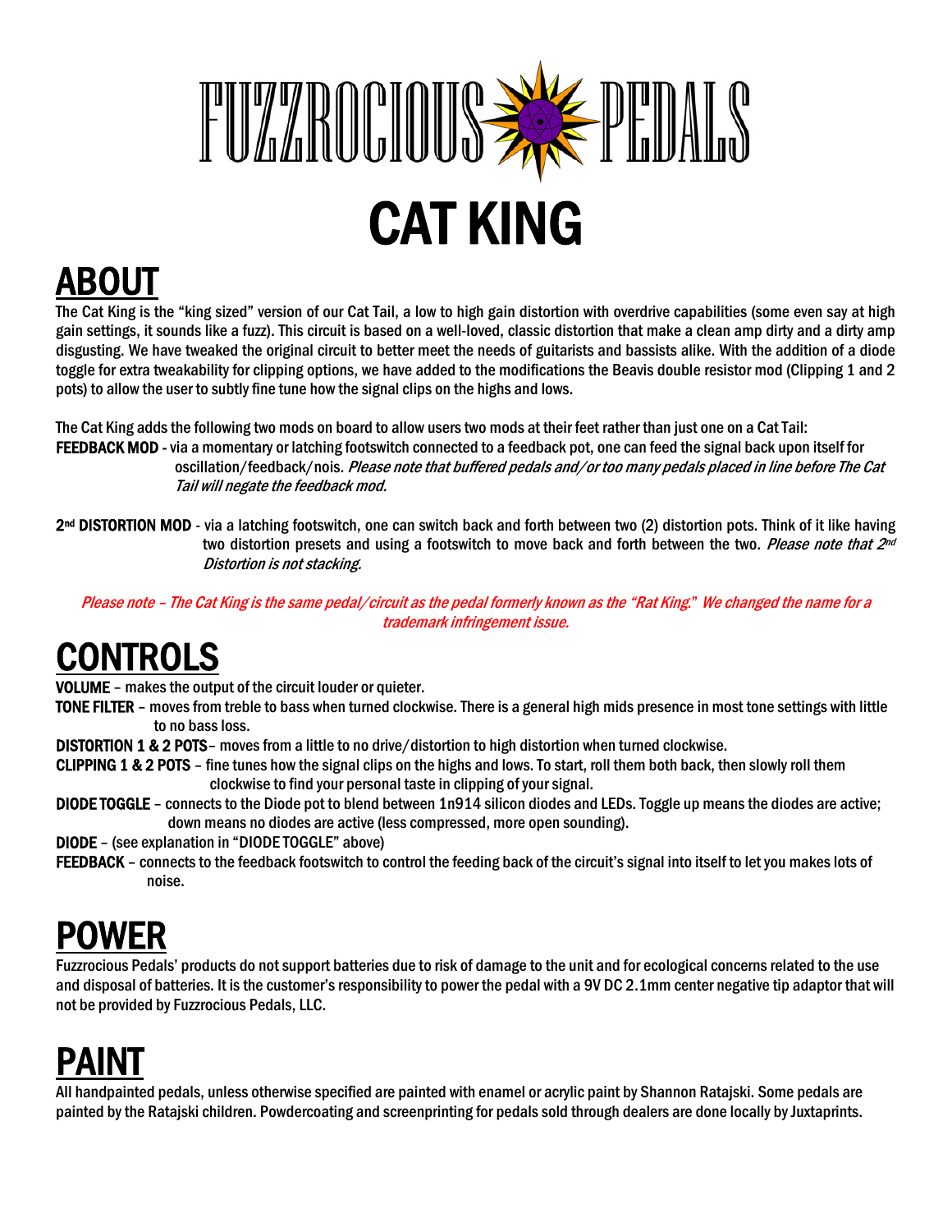# FUZZROCIOUS PEDALS

# CAT KING

## ABOUT

The Cat King is the "king sized" version of our Cat Tail, a low to high gain distortion with overdrive capabilities (some even say at high gain settings, it sounds like a fuzz). This circuit is based on a well-loved, classic distortion that make a clean amp dirty and a dirty amp disgusting. We have tweaked the original circuit to better meet the needs of guitarists and bassists alike. With the addition of a diode toggle for extra tweakability for clipping options, we have added to the modifications the Beavis double resistor mod (Clipping 1 and 2 pots) to allow the user to subtly fine tune how the signal clips on the highs and lows.

The Cat King adds the following two mods on board to allow users two mods at their feet rather than just one on a Cat Tail:

**FEEDBACK MOD** - via a momentary or latching footswitch connected to a feedback pot, one can feed the signal back upon itself for oscillation/feedback/nois. *Please note that buffered pedals and/or too many pedals placed in line before The Cat Tail will negate the feedback mod.*

**2nd DISTORTION MOD** - via a latching footswitch, one can switch back and forth between two (2) distortion pots. Think of it like having two distortion presets and using a footswitch to move back and forth between the two. *Please note that 2nd Distortion is not stacking.*

*Please note – The Cat King is the same pedal/circuit as the pedal formerly known as the "Rat King." We changed the name for a trademark infringement issue.*

## CONTROLS

**VOLUME** – makes the output of the circuit louder or quieter.

**TONE FILTER** – moves from treble to bass when turned clockwise. There is a general high mids presence in most tone settings with little to no bass loss.

**DISTORTION 1 & 2 POTS**– moves from a little to no drive/distortion to high distortion when turned clockwise.

**CLIPPING 1 & 2 POTS** – fine tunes how the signal clips on the highs and lows. To start, roll them both back, then slowly roll them clockwise to find your personal taste in clipping of your signal.

**DIODE TOGGLE** – connects to the Diode pot to blend between 1n914 silicon diodes and LEDs. Toggle up means the diodes are active; down means no diodes are active (less compressed, more open sounding).

**DIODE** – (see explanation in "DIODE TOGGLE" above)

**FEEDBACK** – connects to the feedback footswitch to control the feeding back of the circuit's signal into itself to let you makes lots of noise.

## POWER

Fuzzrocious Pedals' products do not support batteries due to risk of damage to the unit and for ecological concerns related to the use and disposal of batteries. It is the customer's responsibility to power the pedal with a 9V DC 2.1mm center negative tip adaptor that will not be provided by Fuzzrocious Pedals, LLC.

## PAINT

All handpainted pedals, unless otherwise specified are painted with enamel or acrylic paint by Shannon Ratajski. Some pedals are painted by the Ratajski children. Powdercoating and screenprinting for pedals sold through dealers are done locally by Juxtaprints.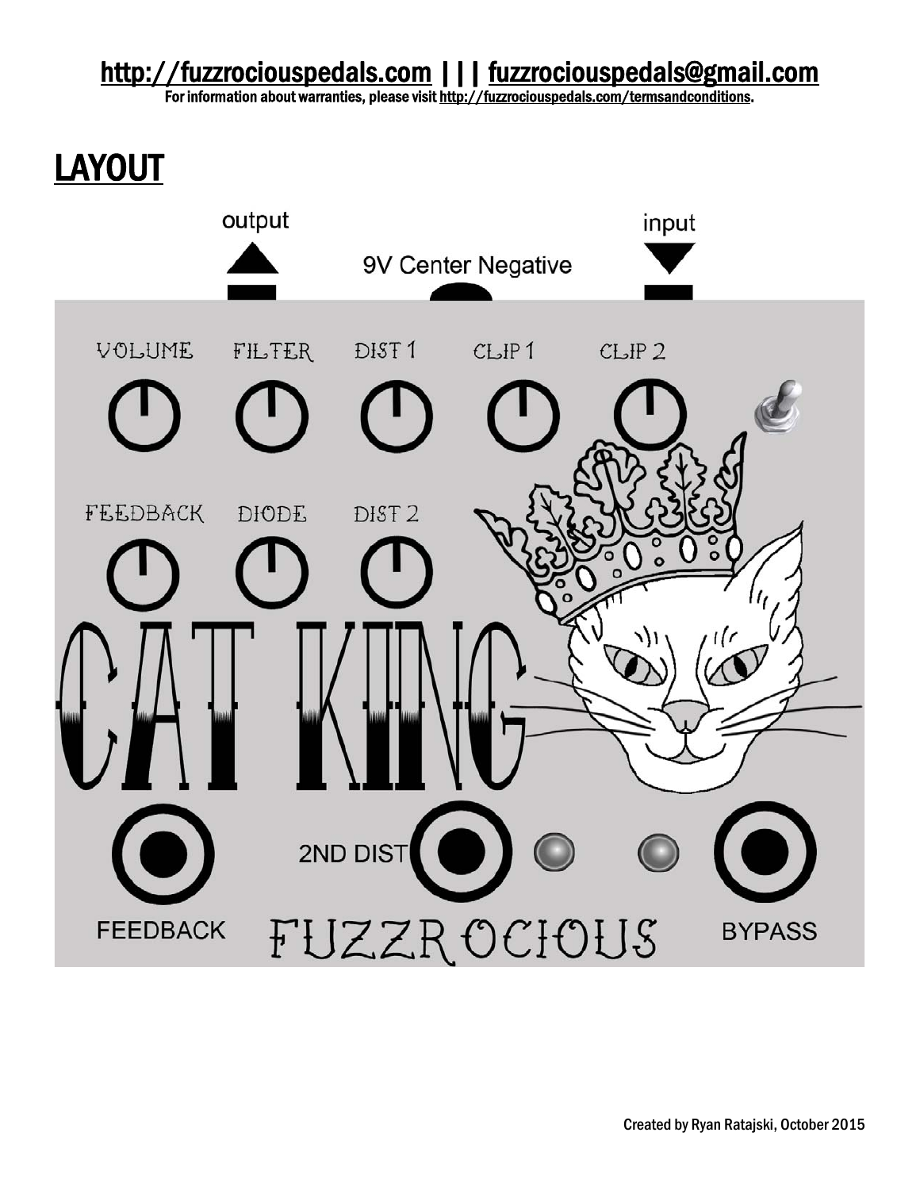http://fuzzrociouspedals.com ||| fuzzrociouspedals@gmail.com

For information about warranties, please visit http://fuzzrociouspedals.com/termsandconditions.

## LAYOUT

output

9V Center Negative

input

VOLUME

FILTER

DIST 1

CLIP 1

CLIP 2

FEEDBACK

DIODE

DIST 2

CAT KING

2ND DIST

FEEDBACK

FUZZROCIOUS

BYPASS

Created by Ryan Ratajski, October 2015